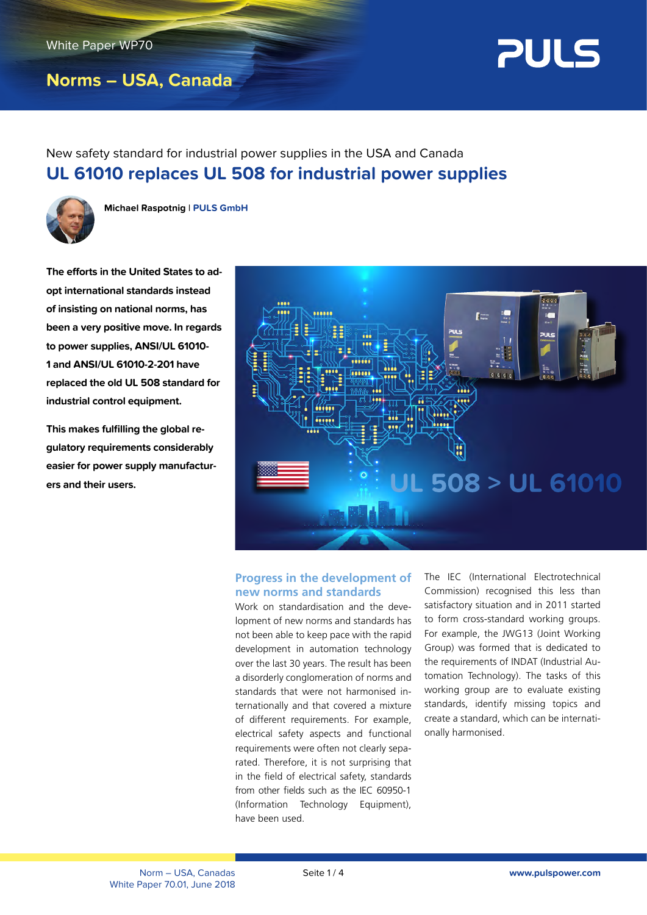White Paper WP70

## Norms – USA, Canada

New safety standard for industrial power supplies in the USA and Canada

# UL 61010 replaces UL 508 for industrial power supplies

**Michael Raspotnig** | **PULS GmbH**

**The efforts in the United States to adopt international standards instead of insisting on national norms, has been a very positive move. In regards to power supplies, ANSI/UL 61010-1 and ANSI/UL 61010-2-201 have replaced the old UL 508 standard for industrial control equipment.**

**This makes fulfilling the global regulatory requirements considerably easier for power supply manufacturers and their users.**

### Progress in the development of new norms and standards

Work on standardisation and the development of new norms and standards has not been able to keep pace with the rapid development in automation technology over the last 30 years. The result has been a disorderly conglomeration of norms and standards that were not harmonised internationally and that covered a mixture of different requirements. For example, electrical safety aspects and functional requirements were often not clearly separated. Therefore, it is not surprising that in the field of electrical safety, standards from other fields such as the IEC 60950-1 (Information Technology Equipment), have been used.

The IEC (International Electrotechnical Commission) recognised this less than satisfactory situation and in 2011 started to form cross-standard working groups. For example, the JWG13 (Joint Working Group) was formed that is dedicated to the requirements of INDAT (Industrial Automation Technology). The tasks of this working group are to evaluate existing standards, identify missing topics and create a standard, which can be internationally harmonised.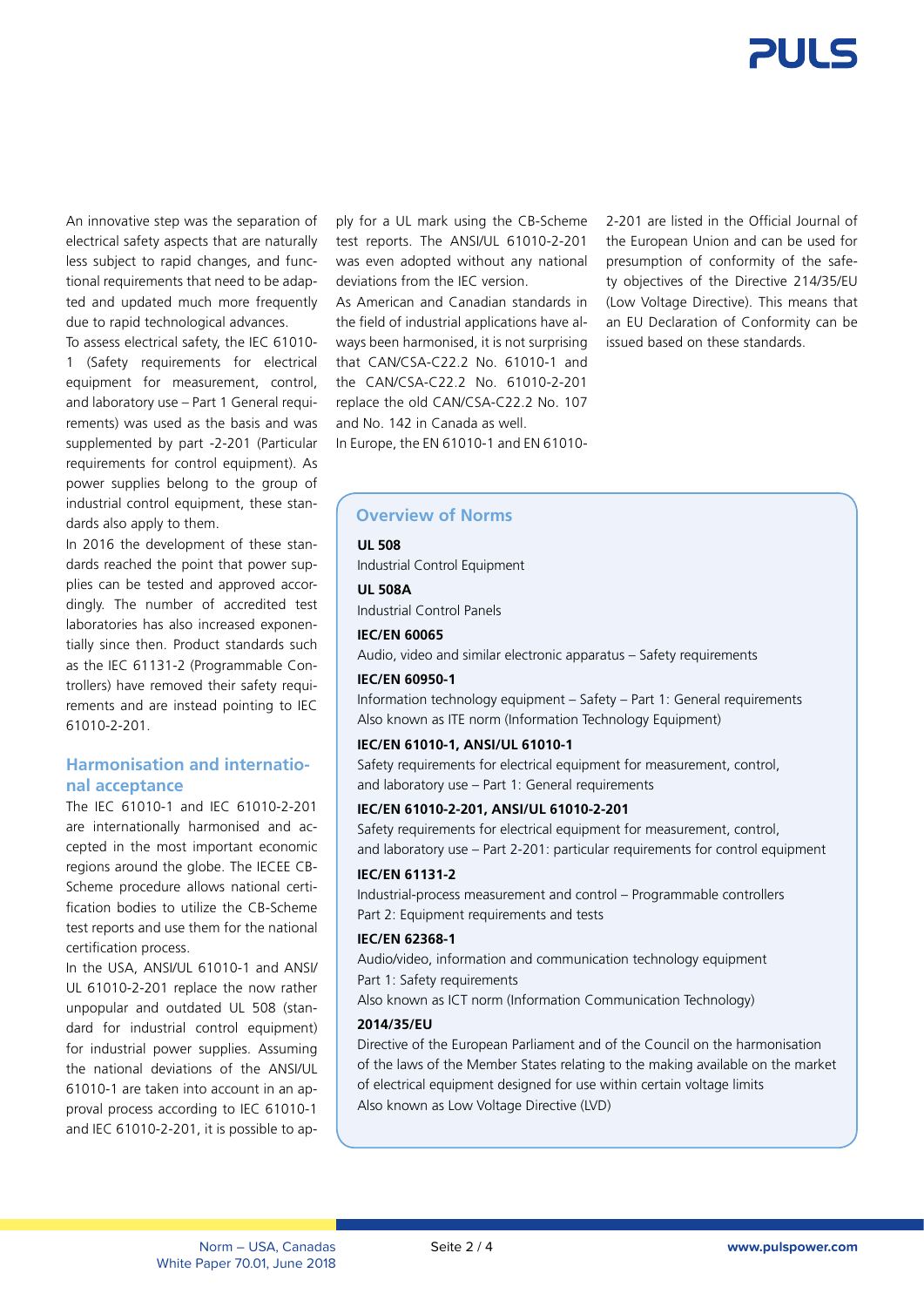An innovative step was the separation of electrical safety aspects that are naturally less subject to rapid changes, and functional requirements that need to be adapted and updated much more frequently due to rapid technological advances.

To assess electrical safety, the IEC 61010-1 (Safety requirements for electrical equipment for measurement, control, and laboratory use – Part 1 General requirements) was used as the basis and was supplemented by part -2-201 (Particular requirements for control equipment). As power supplies belong to the group of industrial control equipment, these standards also apply to them.

In 2016 the development of these standards reached the point that power supplies can be tested and approved accordingly. The number of accredited test laboratories has also increased exponentially since then. Product standards such as the IEC 61131-2 (Programmable Controllers) have removed their safety requirements and are instead pointing to IEC 61010-2-201.

## Harmonisation and international acceptance

The IEC 61010-1 and IEC 61010-2-201 are internationally harmonised and accepted in the most important economic regions around the globe. The IECEE CB-Scheme procedure allows national certification bodies to utilize the CB-Scheme test reports and use them for the national certification process.

In the USA, ANSI/UL 61010-1 and ANSI/UL 61010-2-201 replace the now rather unpopular and outdated UL 508 (standard for industrial control equipment) for industrial power supplies. Assuming the national deviations of the ANSI/UL 61010-1 are taken into account in an approval process according to IEC 61010-1 and IEC 61010-2-201, it is possible to apply for a UL mark using the CB-Scheme test reports. The ANSI/UL 61010-2-201 was even adopted without any national deviations from the IEC version.

As American and Canadian standards in the field of industrial applications have always been harmonised, it is not surprising that CAN/CSA-C22.2 No. 61010-1 and the CAN/CSA-C22.2 No. 61010-2-201 replace the old CAN/CSA-C22.2 No. 107 and No. 142 in Canada as well.

In Europe, the EN 61010-1 and EN 61010-2-201 are listed in the Official Journal of the European Union and can be used for presumption of conformity of the safety objectives of the Directive 214/35/EU (Low Voltage Directive). This means that an EU Declaration of Conformity can be issued based on these standards.

### Overview of Norms

**UL 508**
Industrial Control Equipment

**UL 508A**
Industrial Control Panels

**IEC/EN 60065**
Audio, video and similar electronic apparatus – Safety requirements

**IEC/EN 60950-1**
Information technology equipment – Safety – Part 1: General requirements
Also known as ITE norm (Information Technology Equipment)

**IEC/EN 61010-1, ANSI/UL 61010-1**
Safety requirements for electrical equipment for measurement, control, and laboratory use – Part 1: General requirements

**IEC/EN 61010-2-201, ANSI/UL 61010-2-201**
Safety requirements for electrical equipment for measurement, control, and laboratory use – Part 2-201: particular requirements for control equipment

**IEC/EN 61131-2**
Industrial-process measurement and control – Programmable controllers
Part 2: Equipment requirements and tests

**IEC/EN 62368-1**
Audio/video, information and communication technology equipment
Part 1: Safety requirements
Also known as ICT norm (Information Communication Technology)

**2014/35/EU**
Directive of the European Parliament and of the Council on the harmonisation of the laws of the Member States relating to the making available on the market of electrical equipment designed for use within certain voltage limits
Also known as Low Voltage Directive (LVD)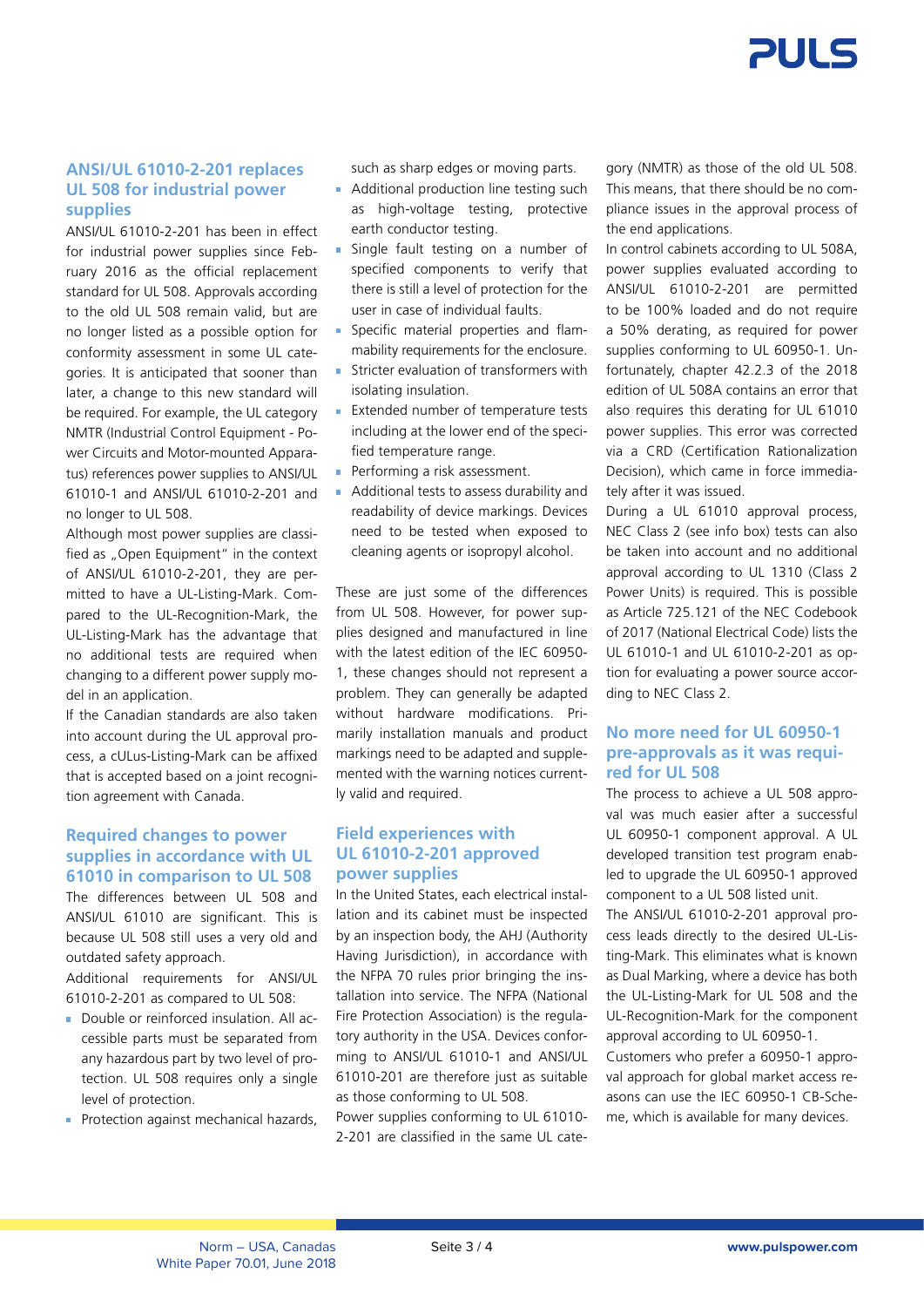## ANSI/UL 61010-2-201 replaces UL 508 for industrial power supplies

ANSI/UL 61010-2-201 has been in effect for industrial power supplies since February 2016 as the official replacement standard for UL 508. Approvals according to the old UL 508 remain valid, but are no longer listed as a possible option for conformity assessment in some UL categories. It is anticipated that sooner than later, a change to this new standard will be required. For example, the UL category NMTR (Industrial Control Equipment - Power Circuits and Motor-mounted Apparatus) references power supplies to ANSI/UL 61010-1 and ANSI/UL 61010-2-201 and no longer to UL 508.

Although most power supplies are classified as „Open Equipment" in the context of ANSI/UL 61010-2-201, they are permitted to have a UL-Listing-Mark. Compared to the UL-Recognition-Mark, the UL-Listing-Mark has the advantage that no additional tests are required when changing to a different power supply model in an application.

If the Canadian standards are also taken into account during the UL approval process, a cULus-Listing-Mark can be affixed that is accepted based on a joint recognition agreement with Canada.

## Required changes to power supplies in accordance with UL 61010 in comparison to UL 508

The differences between UL 508 and ANSI/UL 61010 are significant. This is because UL 508 still uses a very old and outdated safety approach.

Additional requirements for ANSI/UL 61010-2-201 as compared to UL 508:

- Double or reinforced insulation. All accessible parts must be separated from any hazardous part by two level of protection. UL 508 requires only a single level of protection.
- Protection against mechanical hazards, such as sharp edges or moving parts.
- Additional production line testing such as high-voltage testing, protective earth conductor testing.
- Single fault testing on a number of specified components to verify that there is still a level of protection for the user in case of individual faults.
- Specific material properties and flammability requirements for the enclosure.
- Stricter evaluation of transformers with isolating insulation.
- Extended number of temperature tests including at the lower end of the specified temperature range.
- Performing a risk assessment.
- Additional tests to assess durability and readability of device markings. Devices need to be tested when exposed to cleaning agents or isopropyl alcohol.

These are just some of the differences from UL 508. However, for power supplies designed and manufactured in line with the latest edition of the IEC 60950-1, these changes should not represent a problem. They can generally be adapted without hardware modifications. Primarily installation manuals and product markings need to be adapted and supplemented with the warning notices currently valid and required.

## Field experiences with UL 61010-2-201 approved power supplies

In the United States, each electrical installation and its cabinet must be inspected by an inspection body, the AHJ (Authority Having Jurisdiction), in accordance with the NFPA 70 rules prior bringing the installation into service. The NFPA (National Fire Protection Association) is the regulatory authority in the USA. Devices conforming to ANSI/UL 61010-1 and ANSI/UL 61010-201 are therefore just as suitable as those conforming to UL 508.

Power supplies conforming to UL 61010-2-201 are classified in the same UL category (NMTR) as those of the old UL 508. This means, that there should be no compliance issues in the approval process of the end applications.

In control cabinets according to UL 508A, power supplies evaluated according to ANSI/UL 61010-2-201 are permitted to be 100% loaded and do not require a 50% derating, as required for power supplies conforming to UL 60950-1. Unfortunately, chapter 42.2.3 of the 2018 edition of UL 508A contains an error that also requires this derating for UL 61010 power supplies. This error was corrected via a CRD (Certification Rationalization Decision), which came in force immediately after it was issued.

During a UL 61010 approval process, NEC Class 2 (see info box) tests can also be taken into account and no additional approval according to UL 1310 (Class 2 Power Units) is required. This is possible as Article 725.121 of the NEC Codebook of 2017 (National Electrical Code) lists the UL 61010-1 and UL 61010-2-201 as option for evaluating a power source according to NEC Class 2.

## No more need for UL 60950-1 pre-approvals as it was required for UL 508

The process to achieve a UL 508 approval was much easier after a successful UL 60950-1 component approval. A UL developed transition test program enabled to upgrade the UL 60950-1 approved component to a UL 508 listed unit.

The ANSI/UL 61010-2-201 approval process leads directly to the desired UL-Listing-Mark. This eliminates what is known as Dual Marking, where a device has both the UL-Listing-Mark for UL 508 and the UL-Recognition-Mark for the component approval according to UL 60950-1.

Customers who prefer a 60950-1 approval approach for global market access reasons can use the IEC 60950-1 CB-Scheme, which is available for many devices.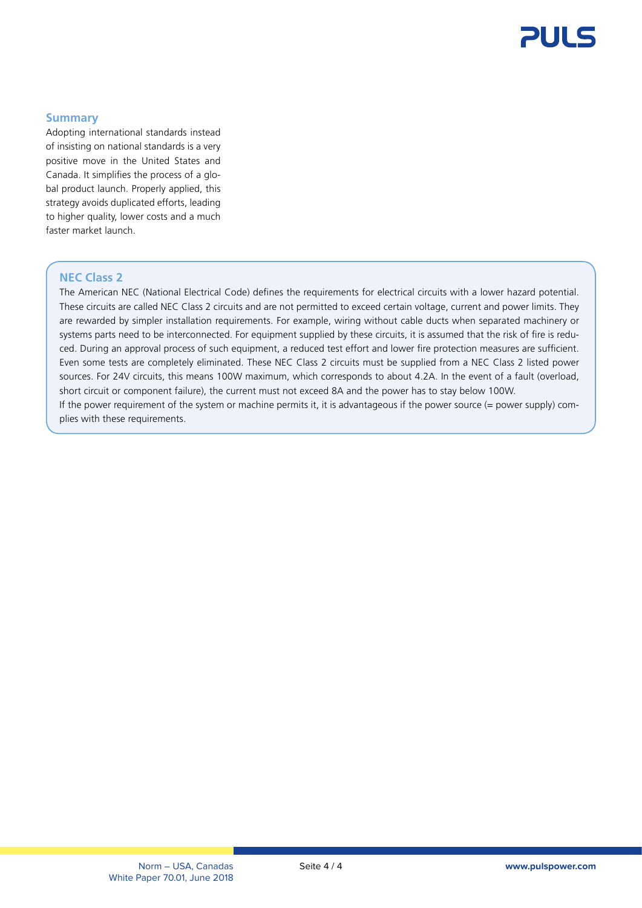## Summary

Adopting international standards instead of insisting on national standards is a very positive move in the United States and Canada. It simplifies the process of a global product launch. Properly applied, this strategy avoids duplicated efforts, leading to higher quality, lower costs and a much faster market launch.

### NEC Class 2

The American NEC (National Electrical Code) defines the requirements for electrical circuits with a lower hazard potential. These circuits are called NEC Class 2 circuits and are not permitted to exceed certain voltage, current and power limits. They are rewarded by simpler installation requirements. For example, wiring without cable ducts when separated machinery or systems parts need to be interconnected. For equipment supplied by these circuits, it is assumed that the risk of fire is reduced. During an approval process of such equipment, a reduced test effort and lower fire protection measures are sufficient. Even some tests are completely eliminated. These NEC Class 2 circuits must be supplied from a NEC Class 2 listed power sources. For 24V circuits, this means 100W maximum, which corresponds to about 4.2A. In the event of a fault (overload, short circuit or component failure), the current must not exceed 8A and the power has to stay below 100W.

If the power requirement of the system or machine permits it, it is advantageous if the power source (= power supply) complies with these requirements.